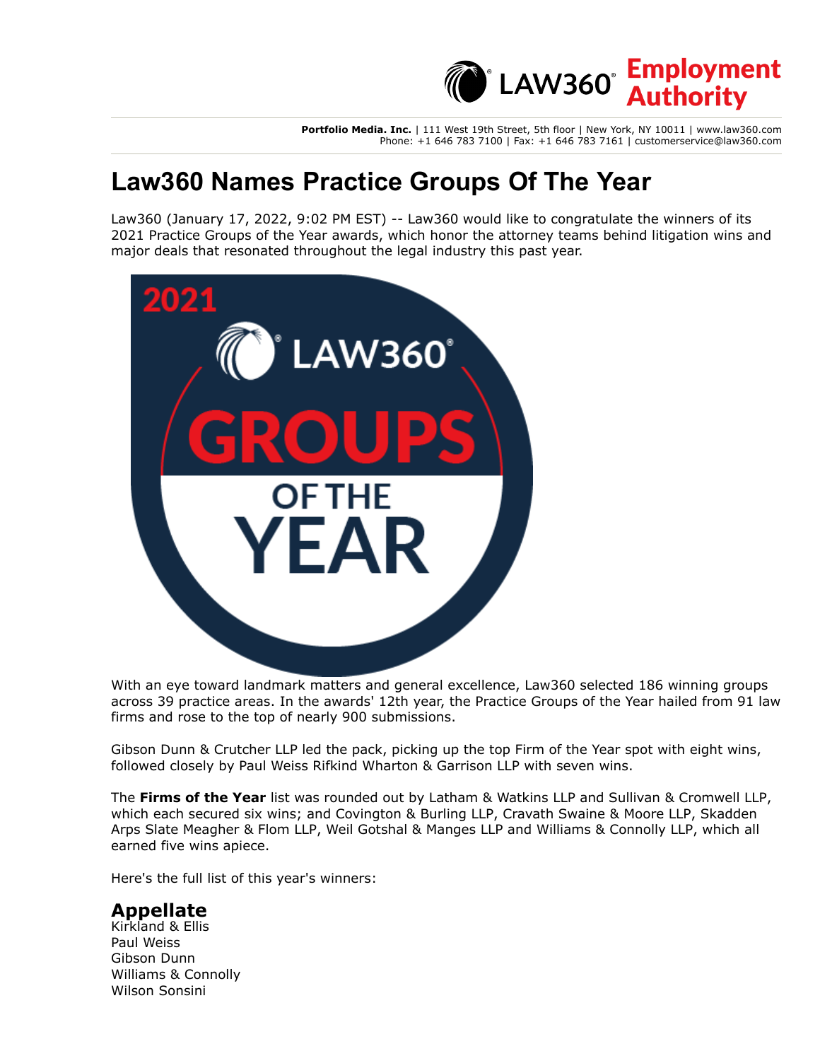# Law360 Names Practice Groups Of The Year

Law360 (January 17, 2022, 9:02 PM EST) -- Law360 would like to congratulate the winners of its 2021 Practice Groups of the Year awards, which honor the attorney teams behind litigation wins and major deals that resonated throughout the legal industry this past year.

With an eye toward landmark matters and general excellence, Law360 selected 186 winning groups across 39 practice areas. In the awards' 12th year, the Practice Groups of the Year hailed from 91 law firms and rose to the top of nearly 900 submissions.

Gibson Dunn & Crutcher LLP led the pack, picking up the top Firm of the Year spot with eight wins, followed closely by Paul Weiss Rifkind Wharton & Garrison LLP with seven wins.

The **Firms of the Year** list was rounded out by Latham & Watkins LLP and Sullivan & Cromwell LLP, which each secured six wins; and Covington & Burling LLP, Cravath Swaine & Moore LLP, Skadden Arps Slate Meagher & Flom LLP, Weil Gotshal & Manges LLP and Williams & Connolly LLP, which all earned five wins apiece.

Here's the full list of this year's winners:

## Appellate

Kirkland & Ellis
Paul Weiss
Gibson Dunn
Williams & Connolly
Wilson Sonsini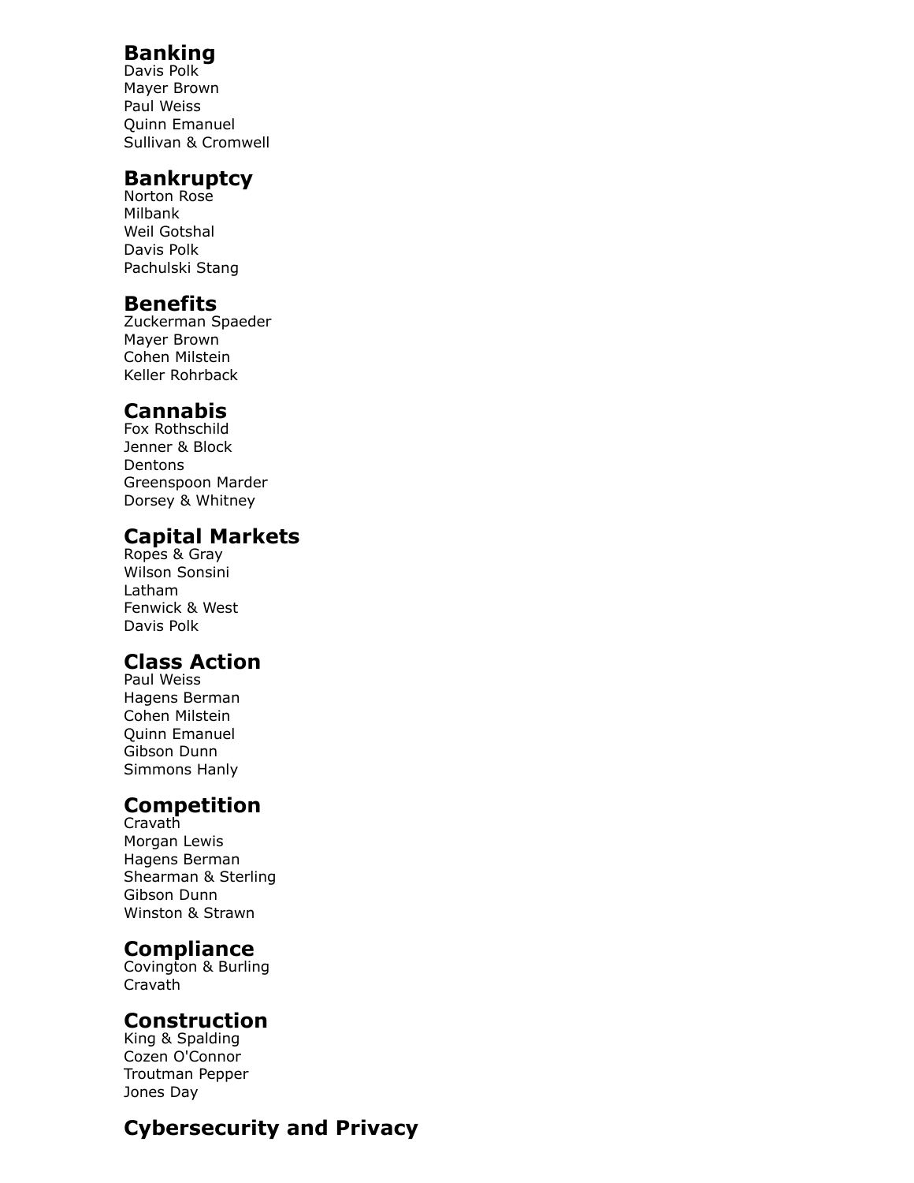## Banking

Davis Polk
Mayer Brown
Paul Weiss
Quinn Emanuel
Sullivan & Cromwell

## Bankruptcy

Norton Rose
Milbank
Weil Gotshal
Davis Polk
Pachulski Stang

## Benefits

Zuckerman Spaeder
Mayer Brown
Cohen Milstein
Keller Rohrback

## Cannabis

Fox Rothschild
Jenner & Block
Dentons
Greenspoon Marder
Dorsey & Whitney

## Capital Markets

Ropes & Gray
Wilson Sonsini
Latham
Fenwick & West
Davis Polk

## Class Action

Paul Weiss
Hagens Berman
Cohen Milstein
Quinn Emanuel
Gibson Dunn
Simmons Hanly

## Competition

Cravath
Morgan Lewis
Hagens Berman
Shearman & Sterling
Gibson Dunn
Winston & Strawn

## Compliance

Covington & Burling
Cravath

## Construction

King & Spalding
Cozen O'Connor
Troutman Pepper
Jones Day

## Cybersecurity and Privacy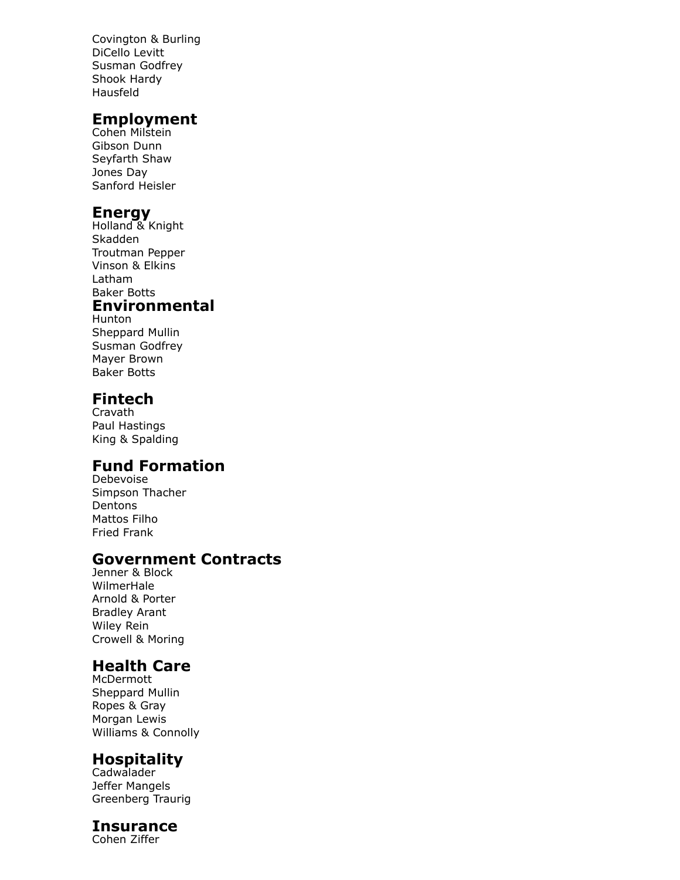Covington & Burling
DiCello Levitt
Susman Godfrey
Shook Hardy
Hausfeld

## Employment

Cohen Milstein
Gibson Dunn
Seyfarth Shaw
Jones Day
Sanford Heisler

## Energy

Holland & Knight
Skadden
Troutman Pepper
Vinson & Elkins
Latham
Baker Botts

## Environmental

Hunton
Sheppard Mullin
Susman Godfrey
Mayer Brown
Baker Botts

## Fintech

Cravath
Paul Hastings
King & Spalding

## Fund Formation

Debevoise
Simpson Thacher
Dentons
Mattos Filho
Fried Frank

## Government Contracts

Jenner & Block
WilmerHale
Arnold & Porter
Bradley Arant
Wiley Rein
Crowell & Moring

## Health Care

McDermott
Sheppard Mullin
Ropes & Gray
Morgan Lewis
Williams & Connolly

## Hospitality

Cadwalader
Jeffer Mangels
Greenberg Traurig

## Insurance

Cohen Ziffer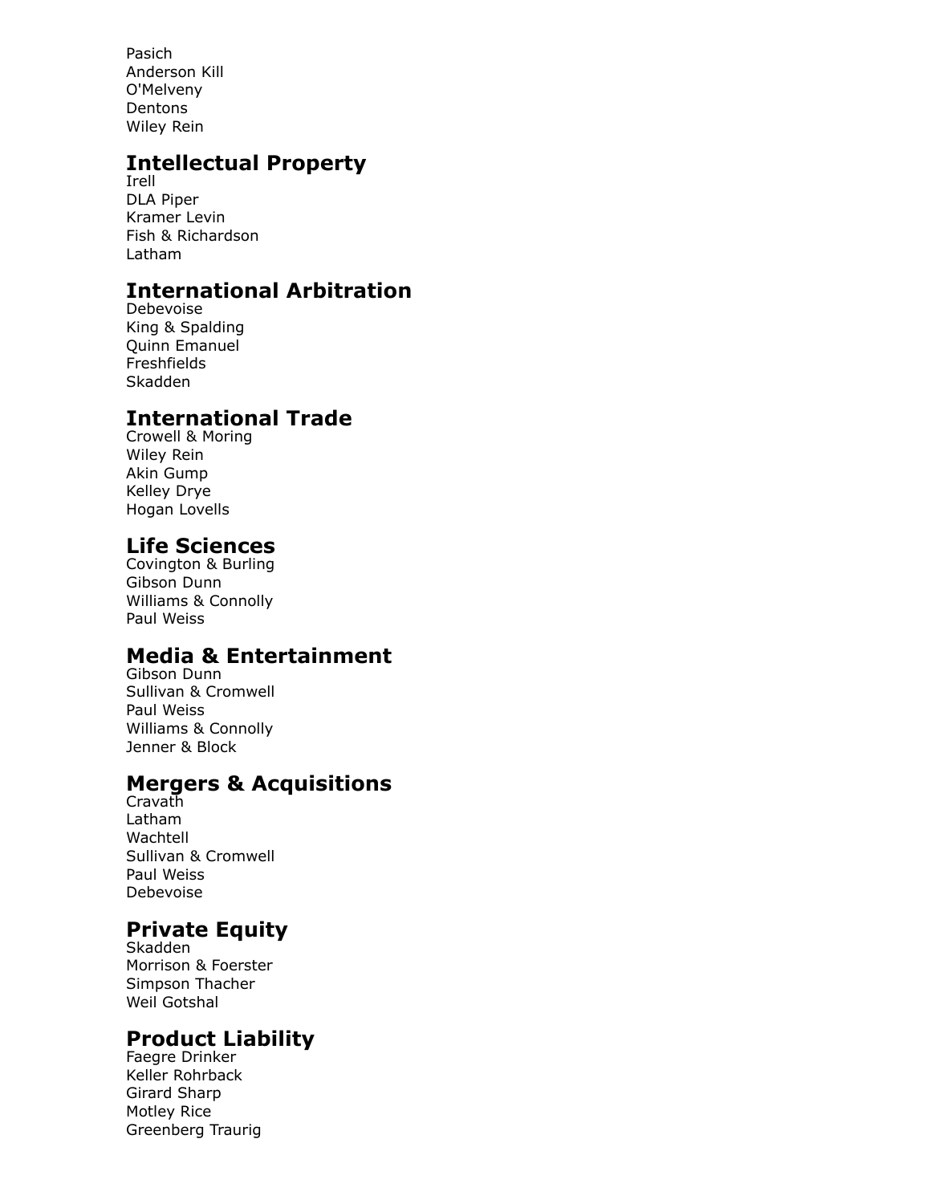Pasich
Anderson Kill
O'Melveny
Dentons
Wiley Rein

## Intellectual Property

Irell
DLA Piper
Kramer Levin
Fish & Richardson
Latham

## International Arbitration

Debevoise
King & Spalding
Quinn Emanuel
Freshfields
Skadden

## International Trade

Crowell & Moring
Wiley Rein
Akin Gump
Kelley Drye
Hogan Lovells

## Life Sciences

Covington & Burling
Gibson Dunn
Williams & Connolly
Paul Weiss

## Media & Entertainment

Gibson Dunn
Sullivan & Cromwell
Paul Weiss
Williams & Connolly
Jenner & Block

## Mergers & Acquisitions

Cravath
Latham
Wachtell
Sullivan & Cromwell
Paul Weiss
Debevoise

## Private Equity

Skadden
Morrison & Foerster
Simpson Thacher
Weil Gotshal

## Product Liability

Faegre Drinker
Keller Rohrback
Girard Sharp
Motley Rice
Greenberg Traurig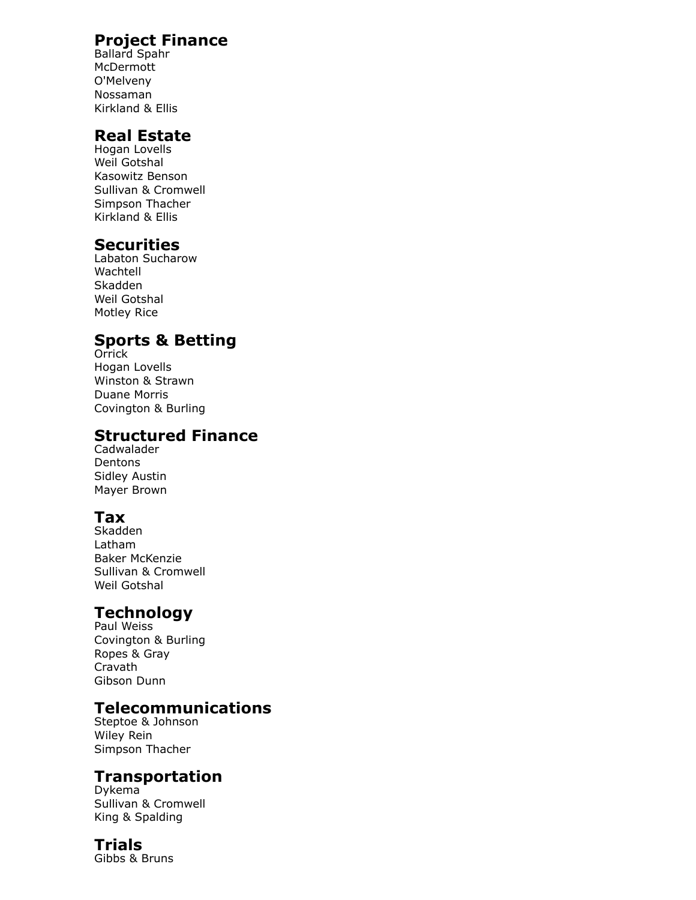## Project Finance

Ballard Spahr
McDermott
O'Melveny
Nossaman
Kirkland & Ellis

## Real Estate

Hogan Lovells
Weil Gotshal
Kasowitz Benson
Sullivan & Cromwell
Simpson Thacher
Kirkland & Ellis

## Securities

Labaton Sucharow
Wachtell
Skadden
Weil Gotshal
Motley Rice

## Sports & Betting

Orrick
Hogan Lovells
Winston & Strawn
Duane Morris
Covington & Burling

## Structured Finance

Cadwalader
Dentons
Sidley Austin
Mayer Brown

## Tax

Skadden
Latham
Baker McKenzie
Sullivan & Cromwell
Weil Gotshal

## Technology

Paul Weiss
Covington & Burling
Ropes & Gray
Cravath
Gibson Dunn

## Telecommunications

Steptoe & Johnson
Wiley Rein
Simpson Thacher

## Transportation

Dykema
Sullivan & Cromwell
King & Spalding

## Trials

Gibbs & Bruns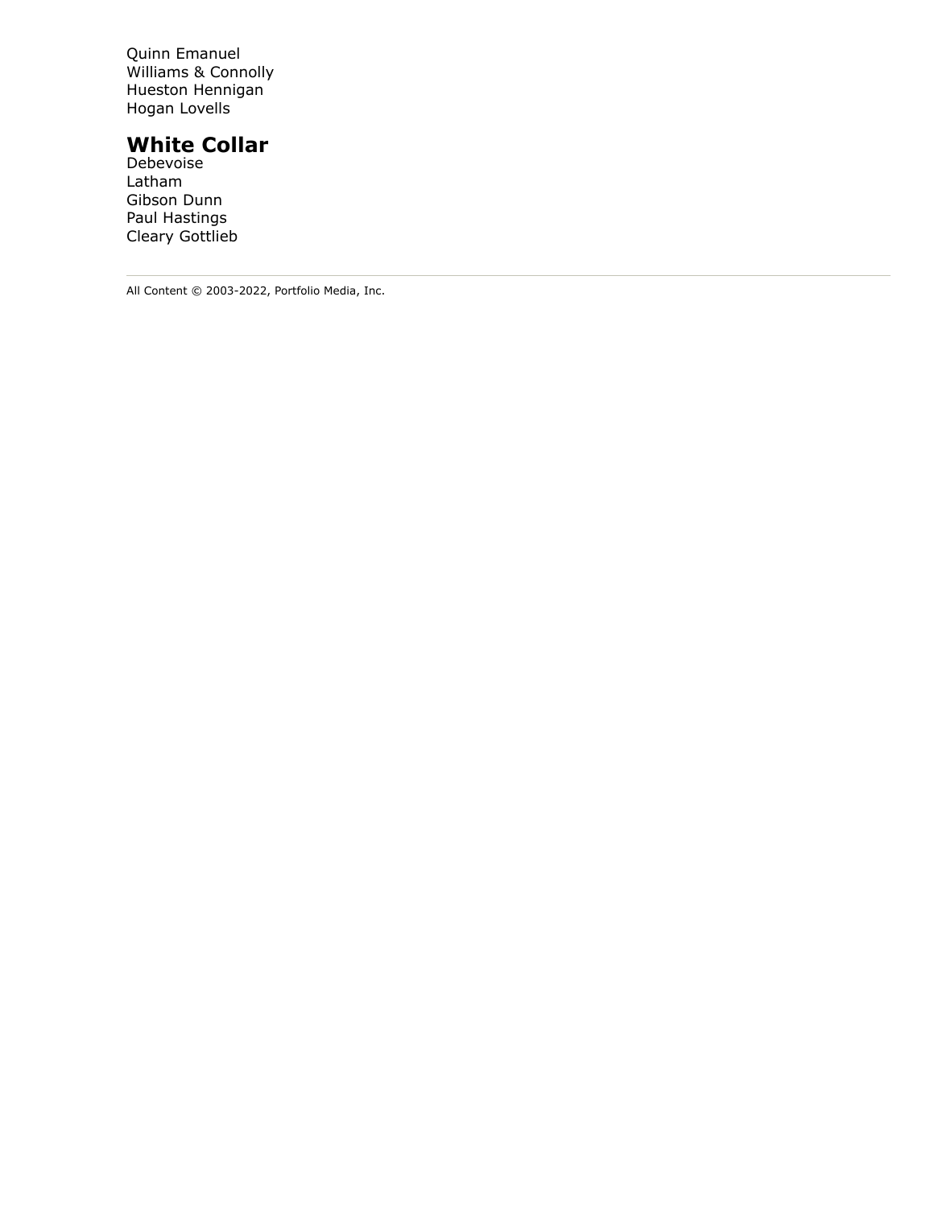Quinn Emanuel
Williams & Connolly
Hueston Hennigan
Hogan Lovells

## White Collar

Debevoise
Latham
Gibson Dunn
Paul Hastings
Cleary Gottlieb

---

All Content © 2003-2022, Portfolio Media, Inc.